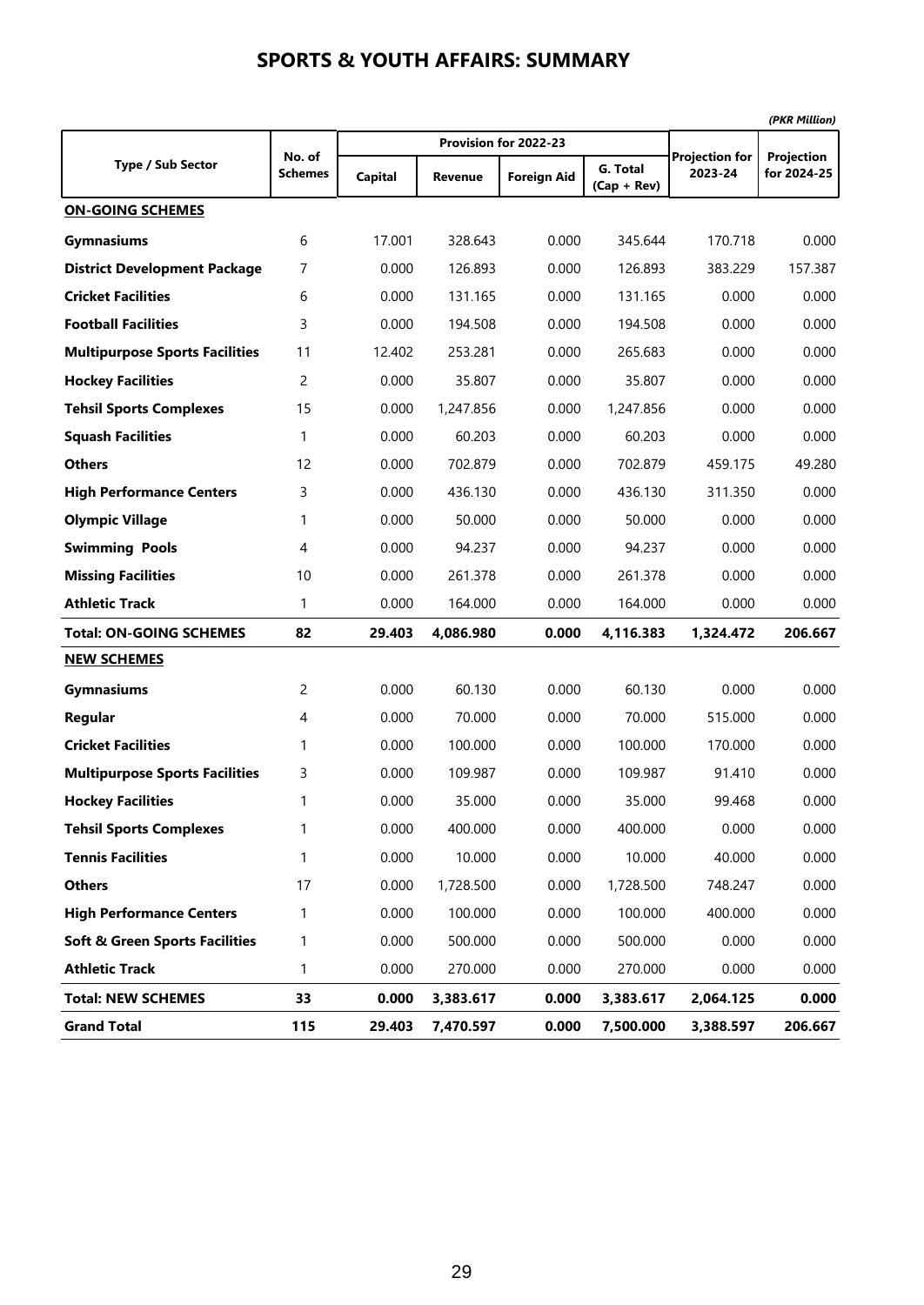# SPORTS & YOUTH AFFAIRS: SUMMARY

*(PKR Million)*

| Type / Sub Sector | No. of Schemes | Provision for 2022-23 | | | | Projection for 2023-24 | Projection for 2024-25 |
|---|---|---|---|---|---|---|---|
| | | Capital | Revenue | Foreign Aid | G. Total (Cap + Rev) | | |
| **ON-GOING SCHEMES** | | | | | | | |
| **Gymnasiums** | 6 | 17.001 | 328.643 | 0.000 | 345.644 | 170.718 | 0.000 |
| **District Development Package** | 7 | 0.000 | 126.893 | 0.000 | 126.893 | 383.229 | 157.387 |
| **Cricket Facilities** | 6 | 0.000 | 131.165 | 0.000 | 131.165 | 0.000 | 0.000 |
| **Football Facilities** | 3 | 0.000 | 194.508 | 0.000 | 194.508 | 0.000 | 0.000 |
| **Multipurpose Sports Facilities** | 11 | 12.402 | 253.281 | 0.000 | 265.683 | 0.000 | 0.000 |
| **Hockey Facilities** | 2 | 0.000 | 35.807 | 0.000 | 35.807 | 0.000 | 0.000 |
| **Tehsil Sports Complexes** | 15 | 0.000 | 1,247.856 | 0.000 | 1,247.856 | 0.000 | 0.000 |
| **Squash Facilities** | 1 | 0.000 | 60.203 | 0.000 | 60.203 | 0.000 | 0.000 |
| **Others** | 12 | 0.000 | 702.879 | 0.000 | 702.879 | 459.175 | 49.280 |
| **High Performance Centers** | 3 | 0.000 | 436.130 | 0.000 | 436.130 | 311.350 | 0.000 |
| **Olympic Village** | 1 | 0.000 | 50.000 | 0.000 | 50.000 | 0.000 | 0.000 |
| **Swimming Pools** | 4 | 0.000 | 94.237 | 0.000 | 94.237 | 0.000 | 0.000 |
| **Missing Facilities** | 10 | 0.000 | 261.378 | 0.000 | 261.378 | 0.000 | 0.000 |
| **Athletic Track** | 1 | 0.000 | 164.000 | 0.000 | 164.000 | 0.000 | 0.000 |
| **Total: ON-GOING SCHEMES** | **82** | **29.403** | **4,086.980** | **0.000** | **4,116.383** | **1,324.472** | **206.667** |
| **NEW SCHEMES** | | | | | | | |
| **Gymnasiums** | 2 | 0.000 | 60.130 | 0.000 | 60.130 | 0.000 | 0.000 |
| **Regular** | 4 | 0.000 | 70.000 | 0.000 | 70.000 | 515.000 | 0.000 |
| **Cricket Facilities** | 1 | 0.000 | 100.000 | 0.000 | 100.000 | 170.000 | 0.000 |
| **Multipurpose Sports Facilities** | 3 | 0.000 | 109.987 | 0.000 | 109.987 | 91.410 | 0.000 |
| **Hockey Facilities** | 1 | 0.000 | 35.000 | 0.000 | 35.000 | 99.468 | 0.000 |
| **Tehsil Sports Complexes** | 1 | 0.000 | 400.000 | 0.000 | 400.000 | 0.000 | 0.000 |
| **Tennis Facilities** | 1 | 0.000 | 10.000 | 0.000 | 10.000 | 40.000 | 0.000 |
| **Others** | 17 | 0.000 | 1,728.500 | 0.000 | 1,728.500 | 748.247 | 0.000 |
| **High Performance Centers** | 1 | 0.000 | 100.000 | 0.000 | 100.000 | 400.000 | 0.000 |
| **Soft & Green Sports Facilities** | 1 | 0.000 | 500.000 | 0.000 | 500.000 | 0.000 | 0.000 |
| **Athletic Track** | 1 | 0.000 | 270.000 | 0.000 | 270.000 | 0.000 | 0.000 |
| **Total: NEW SCHEMES** | **33** | **0.000** | **3,383.617** | **0.000** | **3,383.617** | **2,064.125** | **0.000** |
| **Grand Total** | **115** | **29.403** | **7,470.597** | **0.000** | **7,500.000** | **3,388.597** | **206.667** |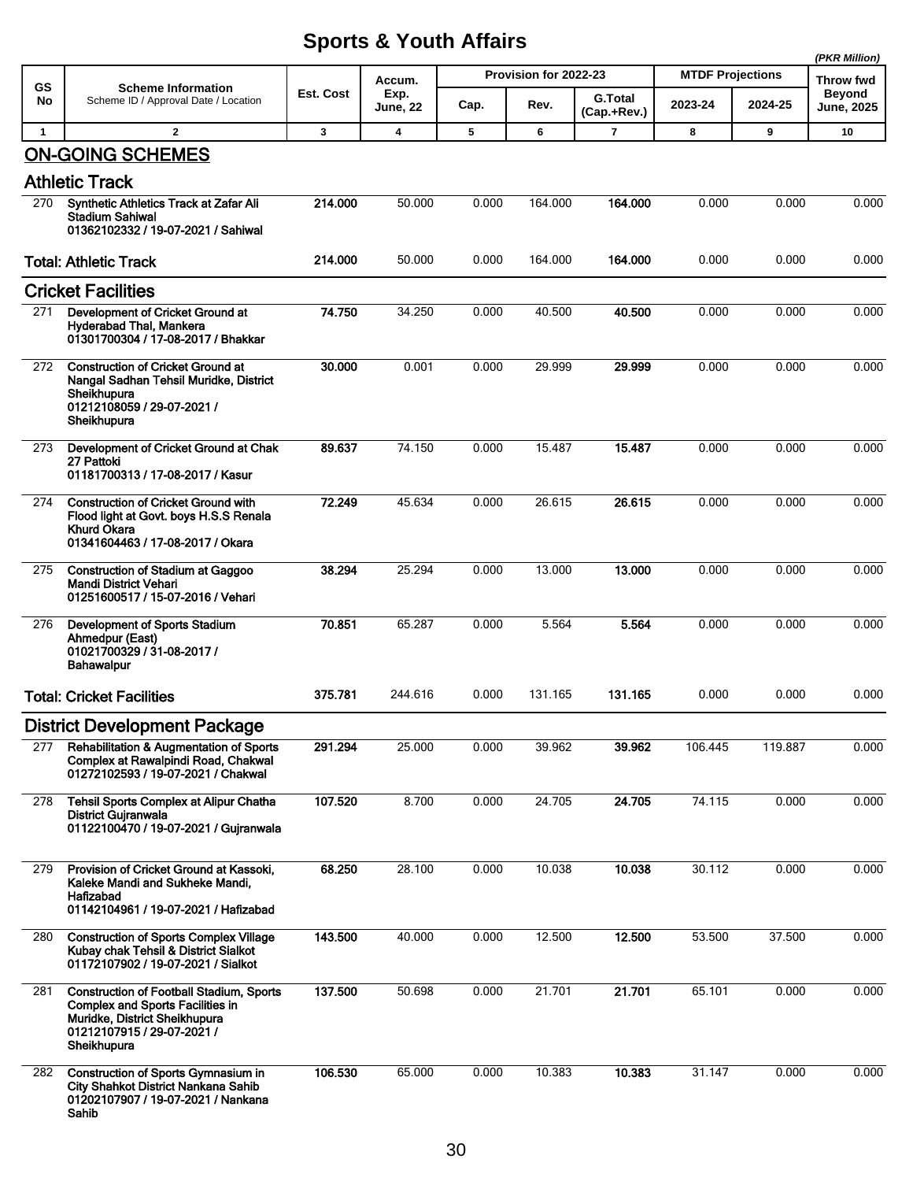# Sports & Youth Affairs

(PKR Million)

| GS No | Scheme Information<br>Scheme ID / Approval Date / Location | Est. Cost | Accum. Exp. June, 22 | Provision for 2022-23 | | | MTDF Projections | | Throw fwd Beyond June, 2025 |
|---|---|---|---|---|---|---|---|---|---|
| | | | | Cap. | Rev. | G.Total (Cap.+Rev.) | 2023-24 | 2024-25 | |
| 1 | 2 | 3 | 4 | 5 | 6 | 7 | 8 | 9 | 10 |
| | **ON-GOING SCHEMES** | | | | | | | | |
| | **Athletic Track** | | | | | | | | |
| 270 | **Synthetic Athletics Track at Zafar Ali Stadium Sahiwal**<br>**01362102332 / 19-07-2021 / Sahiwal** | **214.000** | 50.000 | 0.000 | 164.000 | **164.000** | 0.000 | 0.000 | 0.000 |
| | **Total: Athletic Track** | **214.000** | 50.000 | 0.000 | 164.000 | **164.000** | 0.000 | 0.000 | 0.000 |
| | **Cricket Facilities** | | | | | | | | |
| 271 | **Development of Cricket Ground at Hyderabad Thal, Mankera**<br>**01301700304 / 17-08-2017 / Bhakkar** | **74.750** | 34.250 | 0.000 | 40.500 | **40.500** | 0.000 | 0.000 | 0.000 |
| 272 | **Construction of Cricket Ground at Nangal Sadhan Tehsil Muridke, District Sheikhupura**<br>**01212108059 / 29-07-2021 / Sheikhupura** | **30.000** | 0.001 | 0.000 | 29.999 | **29.999** | 0.000 | 0.000 | 0.000 |
| 273 | **Development of Cricket Ground at Chak 27 Pattoki**<br>**01181700313 / 17-08-2017 / Kasur** | **89.637** | 74.150 | 0.000 | 15.487 | **15.487** | 0.000 | 0.000 | 0.000 |
| 274 | **Construction of Cricket Ground with Flood light at Govt. boys H.S.S Renala Khurd Okara**<br>**01341604463 / 17-08-2017 / Okara** | **72.249** | 45.634 | 0.000 | 26.615 | **26.615** | 0.000 | 0.000 | 0.000 |
| 275 | **Construction of Stadium at Gaggoo Mandi District Vehari**<br>**01251600517 / 15-07-2016 / Vehari** | **38.294** | 25.294 | 0.000 | 13.000 | **13.000** | 0.000 | 0.000 | 0.000 |
| 276 | **Development of Sports Stadium Ahmedpur (East)**<br>**01021700329 / 31-08-2017 / Bahawalpur** | **70.851** | 65.287 | 0.000 | 5.564 | **5.564** | 0.000 | 0.000 | 0.000 |
| | **Total: Cricket Facilities** | **375.781** | 244.616 | 0.000 | 131.165 | **131.165** | 0.000 | 0.000 | 0.000 |
| | **District Development Package** | | | | | | | | |
| 277 | **Rehabilitation & Augmentation of Sports Complex at Rawalpindi Road, Chakwal**<br>**01272102593 / 19-07-2021 / Chakwal** | **291.294** | 25.000 | 0.000 | 39.962 | **39.962** | 106.445 | 119.887 | 0.000 |
| 278 | **Tehsil Sports Complex at Alipur Chatha District Gujranwala**<br>**01122100470 / 19-07-2021 / Gujranwala** | **107.520** | 8.700 | 0.000 | 24.705 | **24.705** | 74.115 | 0.000 | 0.000 |
| 279 | **Provision of Cricket Ground at Kassoki, Kaleke Mandi and Sukheke Mandi, Hafizabad**<br>**01142104961 / 19-07-2021 / Hafizabad** | **68.250** | 28.100 | 0.000 | 10.038 | **10.038** | 30.112 | 0.000 | 0.000 |
| 280 | **Construction of Sports Complex Village Kubay chak Tehsil & District Sialkot**<br>**01172107902 / 19-07-2021 / Sialkot** | **143.500** | 40.000 | 0.000 | 12.500 | **12.500** | 53.500 | 37.500 | 0.000 |
| 281 | **Construction of Football Stadium, Sports Complex and Sports Facilities in Muridke, District Sheikhupura**<br>**01212107915 / 29-07-2021 / Sheikhupura** | **137.500** | 50.698 | 0.000 | 21.701 | **21.701** | 65.101 | 0.000 | 0.000 |
| 282 | **Construction of Sports Gymnasium in City Shahkot District Nankana Sahib**<br>**01202107907 / 19-07-2021 / Nankana Sahib** | **106.530** | 65.000 | 0.000 | 10.383 | **10.383** | 31.147 | 0.000 | 0.000 |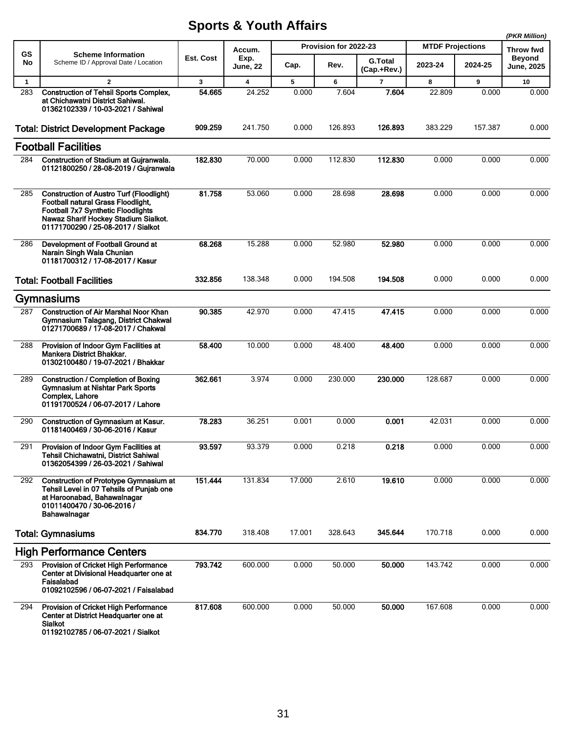# Sports & Youth Affairs

*(PKR Million)*

| GS No | Scheme Information<br>Scheme ID / Approval Date / Location | Est. Cost | Accum. Exp. June, 22 | Provision for 2022-23 | | | MTDF Projections | | Throw fwd Beyond June, 2025 |
|---|---|---|---|---|---|---|---|---|---|
| | | | | Cap. | Rev. | G.Total (Cap.+Rev.) | 2023-24 | 2024-25 | |
| 1 | 2 | 3 | 4 | 5 | 6 | 7 | 8 | 9 | 10 |
| 283 | **Construction of Tehsil Sports Complex, at Chichawatni District Sahiwal.**<br>**01362102339 / 10-03-2021 / Sahiwal** | **54.665** | 24.252 | 0.000 | 7.604 | **7.604** | 22.809 | 0.000 | 0.000 |
| | **Total: District Development Package** | **909.259** | 241.750 | 0.000 | 126.893 | **126.893** | 383.229 | 157.387 | 0.000 |
| | **Football Facilities** | | | | | | | | |
| 284 | **Construction of Stadium at Gujranwala.**<br>**01121800250 / 28-08-2019 / Gujranwala** | **182.830** | 70.000 | 0.000 | 112.830 | **112.830** | 0.000 | 0.000 | 0.000 |
| 285 | **Construction of Austro Turf (Floodlight) Football natural Grass Floodlight, Football 7x7 Synthetic Floodlights Nawaz Sharif Hockey Stadium Sialkot.**<br>**01171700290 / 25-08-2017 / Sialkot** | **81.758** | 53.060 | 0.000 | 28.698 | **28.698** | 0.000 | 0.000 | 0.000 |
| 286 | **Development of Football Ground at Narain Singh Wala Chunian**<br>**01181700312 / 17-08-2017 / Kasur** | **68.268** | 15.288 | 0.000 | 52.980 | **52.980** | 0.000 | 0.000 | 0.000 |
| | **Total: Football Facilities** | **332.856** | 138.348 | 0.000 | 194.508 | **194.508** | 0.000 | 0.000 | 0.000 |
| | **Gymnasiums** | | | | | | | | |
| 287 | **Construction of Air Marshal Noor Khan Gymnasium Talagang, District Chakwal**<br>**01271700689 / 17-08-2017 / Chakwal** | **90.385** | 42.970 | 0.000 | 47.415 | **47.415** | 0.000 | 0.000 | 0.000 |
| 288 | **Provision of Indoor Gym Facilities at Mankera District Bhakkar.**<br>**01302100480 / 19-07-2021 / Bhakkar** | **58.400** | 10.000 | 0.000 | 48.400 | **48.400** | 0.000 | 0.000 | 0.000 |
| 289 | **Construction / Completion of Boxing Gymnasium at Nishtar Park Sports Complex, Lahore**<br>**01191700524 / 06-07-2017 / Lahore** | **362.661** | 3.974 | 0.000 | 230.000 | **230.000** | 128.687 | 0.000 | 0.000 |
| 290 | **Construction of Gymnasium at Kasur.**<br>**01181400469 / 30-06-2016 / Kasur** | **78.283** | 36.251 | 0.001 | 0.000 | **0.001** | 42.031 | 0.000 | 0.000 |
| 291 | **Provision of Indoor Gym Facilities at Tehsil Chichawatni, District Sahiwal**<br>**01362054399 / 26-03-2021 / Sahiwal** | **93.597** | 93.379 | 0.000 | 0.218 | **0.218** | 0.000 | 0.000 | 0.000 |
| 292 | **Construction of Prototype Gymnasium at Tehsil Level in 07 Tehsils of Punjab one at Haroonabad, Bahawalnagar**<br>**01011400470 / 30-06-2016 / Bahawalnagar** | **151.444** | 131.834 | 17.000 | 2.610 | **19.610** | 0.000 | 0.000 | 0.000 |
| | **Total: Gymnasiums** | **834.770** | 318.408 | 17.001 | 328.643 | **345.644** | 170.718 | 0.000 | 0.000 |
| | **High Performance Centers** | | | | | | | | |
| 293 | **Provision of Cricket High Performance Center at Divisional Headquarter one at Faisalabad**<br>**01092102596 / 06-07-2021 / Faisalabad** | **793.742** | 600.000 | 0.000 | 50.000 | **50.000** | 143.742 | 0.000 | 0.000 |
| 294 | **Provision of Cricket High Performance Center at District Headquarter one at Sialkot**<br>**01192102785 / 06-07-2021 / Sialkot** | **817.608** | 600.000 | 0.000 | 50.000 | **50.000** | 167.608 | 0.000 | 0.000 |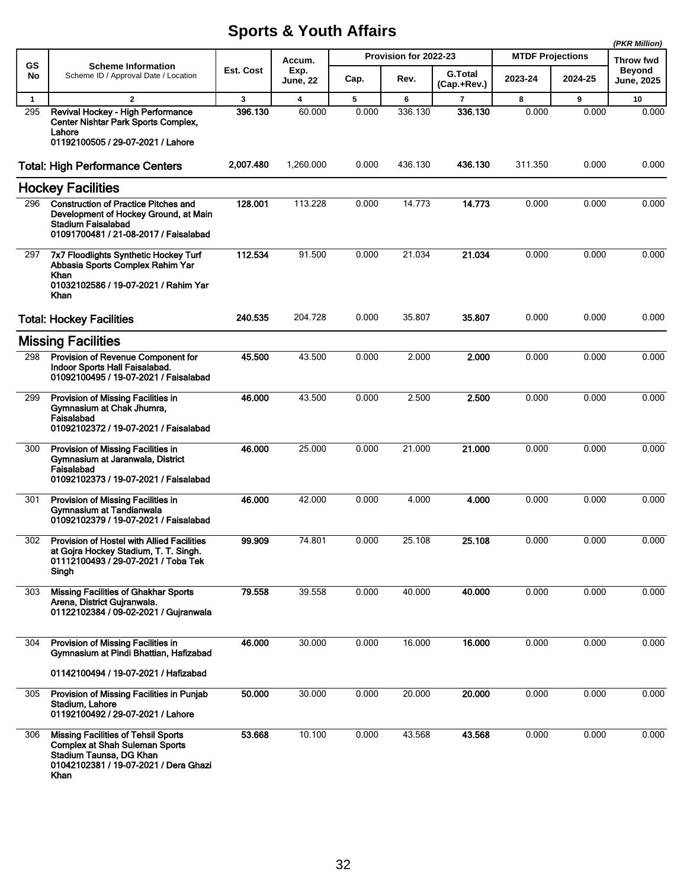# Sports & Youth Affairs

*(PKR Million)*

| GS No | Scheme Information<br>Scheme ID / Approval Date / Location | Est. Cost | Accum. Exp. June, 22 | Provision for 2022-23 | | | MTDF Projections | | Throw fwd Beyond June, 2025 |
|---|---|---|---|---|---|---|---|---|---|
| | | | | Cap. | Rev. | G.Total (Cap.+Rev.) | 2023-24 | 2024-25 | |
| 1 | 2 | 3 | 4 | 5 | 6 | 7 | 8 | 9 | 10 |
| 295 | **Revival Hockey - High Performance Center Nishtar Park Sports Complex, Lahore**<br>**01192100505 / 29-07-2021 / Lahore** | **396.130** | 60.000 | 0.000 | 336.130 | **336.130** | 0.000 | 0.000 | 0.000 |
| | **Total: High Performance Centers** | **2,007.480** | 1,260.000 | 0.000 | 436.130 | **436.130** | 311.350 | 0.000 | 0.000 |
| | **Hockey Facilities** | | | | | | | | |
| 296 | **Construction of Practice Pitches and Development of Hockey Ground, at Main Stadium Faisalabad**<br>**01091700481 / 21-08-2017 / Faisalabad** | **128.001** | 113.228 | 0.000 | 14.773 | **14.773** | 0.000 | 0.000 | 0.000 |
| 297 | **7x7 Floodlights Synthetic Hockey Turf Abbasia Sports Complex Rahim Yar Khan**<br>**01032102586 / 19-07-2021 / Rahim Yar Khan** | **112.534** | 91.500 | 0.000 | 21.034 | **21.034** | 0.000 | 0.000 | 0.000 |
| | **Total: Hockey Facilities** | **240.535** | 204.728 | 0.000 | 35.807 | **35.807** | 0.000 | 0.000 | 0.000 |
| | **Missing Facilities** | | | | | | | | |
| 298 | **Provision of Revenue Component for Indoor Sports Hall Faisalabad.**<br>**01092100495 / 19-07-2021 / Faisalabad** | **45.500** | 43.500 | 0.000 | 2.000 | **2.000** | 0.000 | 0.000 | 0.000 |
| 299 | **Provision of Missing Facilities in Gymnasium at Chak Jhumra, Faisalabad**<br>**01092102372 / 19-07-2021 / Faisalabad** | **46.000** | 43.500 | 0.000 | 2.500 | **2.500** | 0.000 | 0.000 | 0.000 |
| 300 | **Provision of Missing Facilities in Gymnasium at Jaranwala, District Faisalabad**<br>**01092102373 / 19-07-2021 / Faisalabad** | **46.000** | 25.000 | 0.000 | 21.000 | **21.000** | 0.000 | 0.000 | 0.000 |
| 301 | **Provision of Missing Facilities in Gymnasium at Tandianwala**<br>**01092102379 / 19-07-2021 / Faisalabad** | **46.000** | 42.000 | 0.000 | 4.000 | **4.000** | 0.000 | 0.000 | 0.000 |
| 302 | **Provision of Hostel with Allied Facilities at Gojra Hockey Stadium, T. T. Singh.**<br>**01112100493 / 29-07-2021 / Toba Tek Singh** | **99.909** | 74.801 | 0.000 | 25.108 | **25.108** | 0.000 | 0.000 | 0.000 |
| 303 | **Missing Facilities of Ghakhar Sports Arena, District Gujranwala.**<br>**01122102384 / 09-02-2021 / Gujranwala** | **79.558** | 39.558 | 0.000 | 40.000 | **40.000** | 0.000 | 0.000 | 0.000 |
| 304 | **Provision of Missing Facilities in Gymnasium at Pindi Bhattian, Hafizabad**<br>**01142100494 / 19-07-2021 / Hafizabad** | **46.000** | 30.000 | 0.000 | 16.000 | **16.000** | 0.000 | 0.000 | 0.000 |
| 305 | **Provision of Missing Facilities in Punjab Stadium, Lahore**<br>**01192100492 / 29-07-2021 / Lahore** | **50.000** | 30.000 | 0.000 | 20.000 | **20.000** | 0.000 | 0.000 | 0.000 |
| 306 | **Missing Facilities of Tehsil Sports Complex at Shah Suleman Sports Stadium Taunsa, DG Khan**<br>**01042102381 / 19-07-2021 / Dera Ghazi Khan** | **53.668** | 10.100 | 0.000 | 43.568 | **43.568** | 0.000 | 0.000 | 0.000 |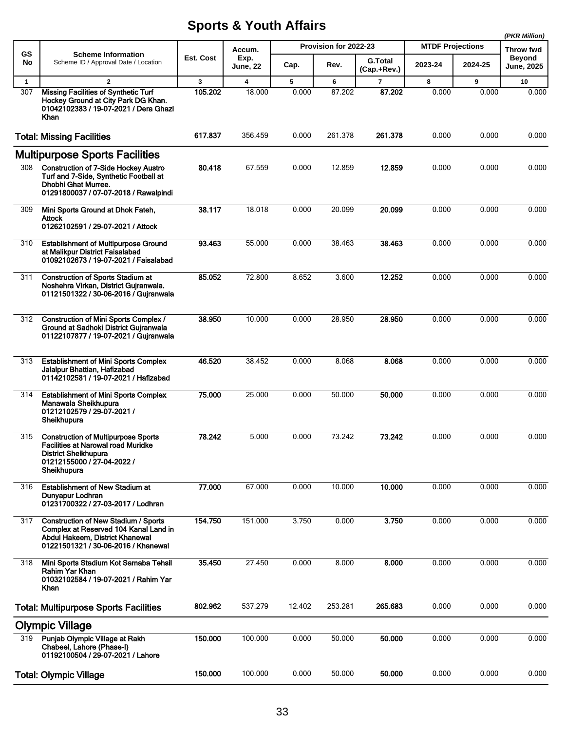# Sports & Youth Affairs

*(PKR Million)*

| GS No | Scheme Information<br>Scheme ID / Approval Date / Location | Est. Cost | Accum. Exp. June, 22 | Provision for 2022-23 | | | MTDF Projections | | Throw fwd Beyond June, 2025 |
|---|---|---|---|---|---|---|---|---|---|
| | | | | Cap. | Rev. | G.Total (Cap.+Rev.) | 2023-24 | 2024-25 | |
| 1 | 2 | 3 | 4 | 5 | 6 | 7 | 8 | 9 | 10 |
| 307 | **Missing Facilities of Synthetic Turf Hockey Ground at City Park DG Khan.**<br>**01042102383 / 19-07-2021 / Dera Ghazi Khan** | **105.202** | 18.000 | 0.000 | 87.202 | **87.202** | 0.000 | 0.000 | 0.000 |
| | **Total: Missing Facilities** | **617.837** | 356.459 | 0.000 | 261.378 | **261.378** | 0.000 | 0.000 | 0.000 |
| | **Multipurpose Sports Facilities** | | | | | | | | |
| 308 | **Construction of 7-Side Hockey Austro Turf and 7-Side, Synthetic Football at Dhobhi Ghat Murree.**<br>**01291800037 / 07-07-2018 / Rawalpindi** | **80.418** | 67.559 | 0.000 | 12.859 | **12.859** | 0.000 | 0.000 | 0.000 |
| 309 | **Mini Sports Ground at Dhok Fateh, Attock**<br>**01262102591 / 29-07-2021 / Attock** | **38.117** | 18.018 | 0.000 | 20.099 | **20.099** | 0.000 | 0.000 | 0.000 |
| 310 | **Establishment of Multipurpose Ground at Malikpur District Faisalabad**<br>**01092102673 / 19-07-2021 / Faisalabad** | **93.463** | 55.000 | 0.000 | 38.463 | **38.463** | 0.000 | 0.000 | 0.000 |
| 311 | **Construction of Sports Stadium at Noshehra Virkan, District Gujranwala.**<br>**01121501322 / 30-06-2016 / Gujranwala** | **85.052** | 72.800 | 8.652 | 3.600 | **12.252** | 0.000 | 0.000 | 0.000 |
| 312 | **Construction of Mini Sports Complex / Ground at Sadhoki District Gujranwala**<br>**01122107877 / 19-07-2021 / Gujranwala** | **38.950** | 10.000 | 0.000 | 28.950 | **28.950** | 0.000 | 0.000 | 0.000 |
| 313 | **Establishment of Mini Sports Complex Jalalpur Bhattian, Hafizabad**<br>**01142102581 / 19-07-2021 / Hafizabad** | **46.520** | 38.452 | 0.000 | 8.068 | **8.068** | 0.000 | 0.000 | 0.000 |
| 314 | **Establishment of Mini Sports Complex Manawala Sheikhupura**<br>**01212102579 / 29-07-2021 / Sheikhupura** | **75.000** | 25.000 | 0.000 | 50.000 | **50.000** | 0.000 | 0.000 | 0.000 |
| 315 | **Construction of Multipurpose Sports Facilities at Narowal road Muridke District Sheikhupura**<br>**01212155000 / 27-04-2022 / Sheikhupura** | **78.242** | 5.000 | 0.000 | 73.242 | **73.242** | 0.000 | 0.000 | 0.000 |
| 316 | **Establishment of New Stadium at Dunyapur Lodhran**<br>**01231700322 / 27-03-2017 / Lodhran** | **77.000** | 67.000 | 0.000 | 10.000 | **10.000** | 0.000 | 0.000 | 0.000 |
| 317 | **Construction of New Stadium / Sports Complex at Reserved 104 Kanal Land in Abdul Hakeem, District Khanewal**<br>**01221501321 / 30-06-2016 / Khanewal** | **154.750** | 151.000 | 3.750 | 0.000 | **3.750** | 0.000 | 0.000 | 0.000 |
| 318 | **Mini Sports Stadium Kot Samaba Tehsil Rahim Yar Khan**<br>**01032102584 / 19-07-2021 / Rahim Yar Khan** | **35.450** | 27.450 | 0.000 | 8.000 | **8.000** | 0.000 | 0.000 | 0.000 |
| | **Total: Multipurpose Sports Facilities** | **802.962** | 537.279 | 12.402 | 253.281 | **265.683** | 0.000 | 0.000 | 0.000 |
| | **Olympic Village** | | | | | | | | |
| 319 | **Punjab Olympic Village at Rakh Chabeel, Lahore (Phase-I)**<br>**01192100504 / 29-07-2021 / Lahore** | **150.000** | 100.000 | 0.000 | 50.000 | **50.000** | 0.000 | 0.000 | 0.000 |
| | **Total: Olympic Village** | **150.000** | 100.000 | 0.000 | 50.000 | **50.000** | 0.000 | 0.000 | 0.000 |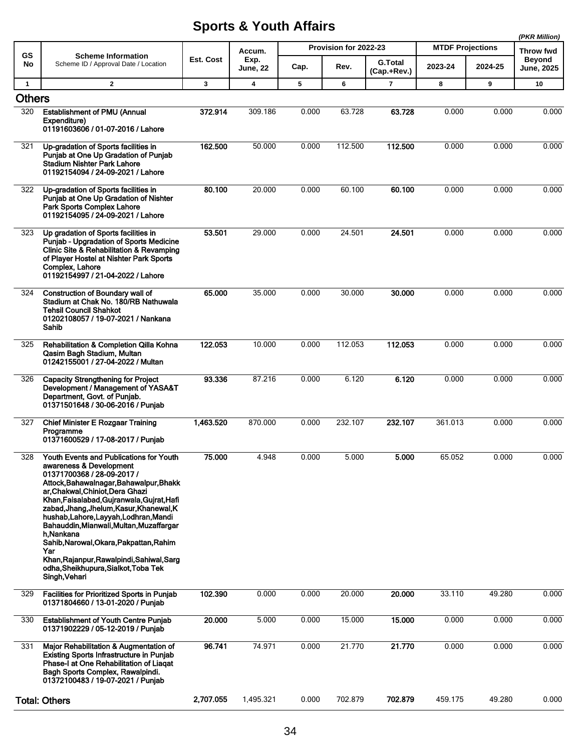# Sports & Youth Affairs

*(PKR Million)*

| GS No | Scheme Information<br>Scheme ID / Approval Date / Location | Est. Cost | Accum. Exp. June, 22 | Provision for 2022-23 | | | MTDF Projections | | Throw fwd Beyond June, 2025 |
|---|---|---|---|---|---|---|---|---|---|
| | | | | Cap. | Rev. | G.Total (Cap.+Rev.) | 2023-24 | 2024-25 | |
| 1 | 2 | 3 | 4 | 5 | 6 | 7 | 8 | 9 | 10 |
| **Others** | | | | | | | | | |
| 320 | **Establishment of PMU (Annual Expenditure)**<br>**01191603606 / 01-07-2016 / Lahore** | **372.914** | 309.186 | 0.000 | 63.728 | **63.728** | 0.000 | 0.000 | 0.000 |
| 321 | **Up-gradation of Sports facilities in Punjab at One Up Gradation of Punjab Stadium Nishter Park Lahore**<br>**01192154094 / 24-09-2021 / Lahore** | **162.500** | 50.000 | 0.000 | 112.500 | **112.500** | 0.000 | 0.000 | 0.000 |
| 322 | **Up-gradation of Sports facilities in Punjab at One Up Gradation of Nishter Park Sports Complex Lahore**<br>**01192154095 / 24-09-2021 / Lahore** | **80.100** | 20.000 | 0.000 | 60.100 | **60.100** | 0.000 | 0.000 | 0.000 |
| 323 | **Up gradation of Sports facilities in Punjab - Upgradation of Sports Medicine Clinic Site & Rehabilitation & Revamping of Player Hostel at Nishter Park Sports Complex, Lahore**<br>**01192154997 / 21-04-2022 / Lahore** | **53.501** | 29.000 | 0.000 | 24.501 | **24.501** | 0.000 | 0.000 | 0.000 |
| 324 | **Construction of Boundary wall of Stadium at Chak No. 180/RB Nathuwala Tehsil Council Shahkot**<br>**01202108057 / 19-07-2021 / Nankana Sahib** | **65.000** | 35.000 | 0.000 | 30.000 | **30.000** | 0.000 | 0.000 | 0.000 |
| 325 | **Rehabilitation & Completion Qilla Kohna Qasim Bagh Stadium, Multan**<br>**01242155001 / 27-04-2022 / Multan** | **122.053** | 10.000 | 0.000 | 112.053 | **112.053** | 0.000 | 0.000 | 0.000 |
| 326 | **Capacity Strengthening for Project Development / Management of YASA&T Department, Govt. of Punjab.**<br>**01371501648 / 30-06-2016 / Punjab** | **93.336** | 87.216 | 0.000 | 6.120 | **6.120** | 0.000 | 0.000 | 0.000 |
| 327 | **Chief Minister E Rozgaar Training Programme**<br>**01371600529 / 17-08-2017 / Punjab** | **1,463.520** | 870.000 | 0.000 | 232.107 | **232.107** | 361.013 | 0.000 | 0.000 |
| 328 | **Youth Events and Publications for Youth awareness & Development**<br>**01371700368 / 28-09-2017 / Attock,Bahawalnagar,Bahawalpur,Bhakkar,Chakwal,Chiniot,Dera Ghazi Khan,Faisalabad,Gujranwala,Gujrat,Hafizabad,Jhang,Jhelum,Kasur,Khanewal,Khushab,Lahore,Layyah,Lodhran,Mandi Bahauddin,Mianwali,Multan,Muzaffargarh,Nankana Sahib,Narowal,Okara,Pakpattan,Rahim Yar Khan,Rajanpur,Rawalpindi,Sahiwal,Sargodha,Sheikhupura,Sialkot,Toba Tek Singh,Vehari** | **75.000** | 4.948 | 0.000 | 5.000 | **5.000** | 65.052 | 0.000 | 0.000 |
| 329 | **Facilities for Prioritized Sports in Punjab**<br>**01371804660 / 13-01-2020 / Punjab** | **102.390** | 0.000 | 0.000 | 20.000 | **20.000** | 33.110 | 49.280 | 0.000 |
| 330 | **Establishment of Youth Centre Punjab**<br>**01371902229 / 05-12-2019 / Punjab** | **20.000** | 5.000 | 0.000 | 15.000 | **15.000** | 0.000 | 0.000 | 0.000 |
| 331 | **Major Rehabilitation & Augmentation of Existing Sports Infrastructure in Punjab Phase-I at One Rehabilitation of Liaqat Bagh Sports Complex, Rawalpindi.**<br>**01372100483 / 19-07-2021 / Punjab** | **96.741** | 74.971 | 0.000 | 21.770 | **21.770** | 0.000 | 0.000 | 0.000 |
| **Total: Others** | | **2,707.055** | 1,495.321 | 0.000 | 702.879 | **702.879** | 459.175 | 49.280 | 0.000 |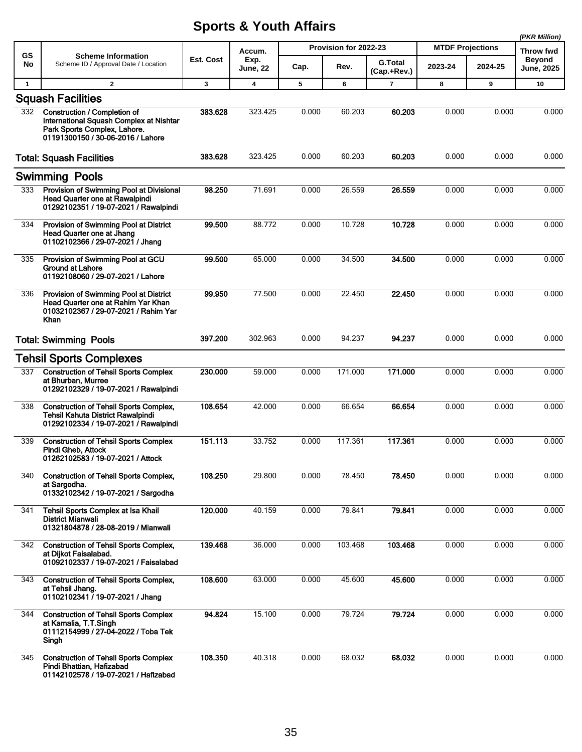# Sports & Youth Affairs

*(PKR Million)*

| GS No | Scheme Information<br>Scheme ID / Approval Date / Location | Est. Cost | Accum. Exp. June, 22 | Provision for 2022-23 | | | MTDF Projections | | Throw fwd Beyond June, 2025 |
|---|---|---|---|---|---|---|---|---|---|
| | | | | Cap. | Rev. | G.Total (Cap.+Rev.) | 2023-24 | 2024-25 | |
| 1 | 2 | 3 | 4 | 5 | 6 | 7 | 8 | 9 | 10 |
| | **Squash Facilities** | | | | | | | | |
| 332 | **Construction / Completion of International Squash Complex at Nishtar Park Sports Complex, Lahore. 01191300150 / 30-06-2016 / Lahore** | **383.628** | 323.425 | 0.000 | 60.203 | **60.203** | 0.000 | 0.000 | 0.000 |
| | **Total: Squash Facilities** | **383.628** | 323.425 | 0.000 | 60.203 | **60.203** | 0.000 | 0.000 | 0.000 |
| | **Swimming Pools** | | | | | | | | |
| 333 | **Provision of Swimming Pool at Divisional Head Quarter one at Rawalpindi 01292102351 / 19-07-2021 / Rawalpindi** | **98.250** | 71.691 | 0.000 | 26.559 | **26.559** | 0.000 | 0.000 | 0.000 |
| 334 | **Provision of Swimming Pool at District Head Quarter one at Jhang 01102102366 / 29-07-2021 / Jhang** | **99.500** | 88.772 | 0.000 | 10.728 | **10.728** | 0.000 | 0.000 | 0.000 |
| 335 | **Provision of Swimming Pool at GCU Ground at Lahore 01192108060 / 29-07-2021 / Lahore** | **99.500** | 65.000 | 0.000 | 34.500 | **34.500** | 0.000 | 0.000 | 0.000 |
| 336 | **Provision of Swimming Pool at District Head Quarter one at Rahim Yar Khan 01032102367 / 29-07-2021 / Rahim Yar Khan** | **99.950** | 77.500 | 0.000 | 22.450 | **22.450** | 0.000 | 0.000 | 0.000 |
| | **Total: Swimming Pools** | **397.200** | 302.963 | 0.000 | 94.237 | **94.237** | 0.000 | 0.000 | 0.000 |
| | **Tehsil Sports Complexes** | | | | | | | | |
| 337 | **Construction of Tehsil Sports Complex at Bhurban, Murree 01292102329 / 19-07-2021 / Rawalpindi** | **230.000** | 59.000 | 0.000 | 171.000 | **171.000** | 0.000 | 0.000 | 0.000 |
| 338 | **Construction of Tehsil Sports Complex, Tehsil Kahuta District Rawalpindi 01292102334 / 19-07-2021 / Rawalpindi** | **108.654** | 42.000 | 0.000 | 66.654 | **66.654** | 0.000 | 0.000 | 0.000 |
| 339 | **Construction of Tehsil Sports Complex Pindi Gheb, Attock 01262102583 / 19-07-2021 / Attock** | **151.113** | 33.752 | 0.000 | 117.361 | **117.361** | 0.000 | 0.000 | 0.000 |
| 340 | **Construction of Tehsil Sports Complex, at Sargodha. 01332102342 / 19-07-2021 / Sargodha** | **108.250** | 29.800 | 0.000 | 78.450 | **78.450** | 0.000 | 0.000 | 0.000 |
| 341 | **Tehsil Sports Complex at Isa Khail District Mianwali 01321804878 / 28-08-2019 / Mianwali** | **120.000** | 40.159 | 0.000 | 79.841 | **79.841** | 0.000 | 0.000 | 0.000 |
| 342 | **Construction of Tehsil Sports Complex, at Dijkot Faisalabad. 01092102337 / 19-07-2021 / Faisalabad** | **139.468** | 36.000 | 0.000 | 103.468 | **103.468** | 0.000 | 0.000 | 0.000 |
| 343 | **Construction of Tehsil Sports Complex, at Tehsil Jhang. 01102102341 / 19-07-2021 / Jhang** | **108.600** | 63.000 | 0.000 | 45.600 | **45.600** | 0.000 | 0.000 | 0.000 |
| 344 | **Construction of Tehsil Sports Complex at Kamalia, T.T.Singh 01112154999 / 27-04-2022 / Toba Tek Singh** | **94.824** | 15.100 | 0.000 | 79.724 | **79.724** | 0.000 | 0.000 | 0.000 |
| 345 | **Construction of Tehsil Sports Complex Pindi Bhattian, Hafizabad 01142102578 / 19-07-2021 / Hafizabad** | **108.350** | 40.318 | 0.000 | 68.032 | **68.032** | 0.000 | 0.000 | 0.000 |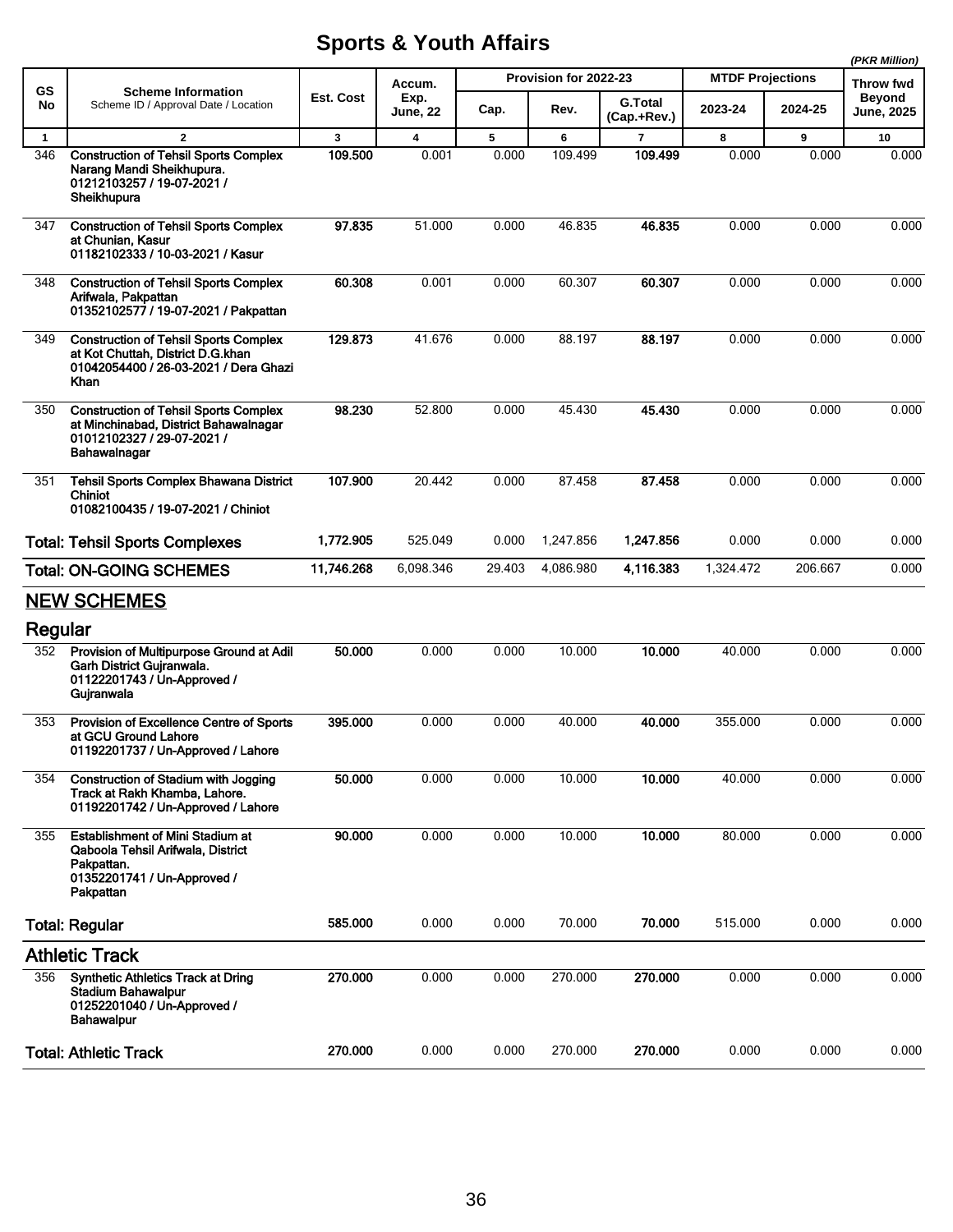# Sports & Youth Affairs

*(PKR Million)*

| GS No | Scheme Information<br>Scheme ID / Approval Date / Location | Est. Cost | Accum. Exp. June, 22 | Provision for 2022-23 | | | MTDF Projections | | Throw fwd Beyond June, 2025 |
|---|---|---|---|---|---|---|---|---|---|
| | | | | Cap. | Rev. | G.Total (Cap.+Rev.) | 2023-24 | 2024-25 | |
| 1 | 2 | 3 | 4 | 5 | 6 | 7 | 8 | 9 | 10 |
| 346 | **Construction of Tehsil Sports Complex Narang Mandi Sheikhupura.**<br>**01212103257 / 19-07-2021 / Sheikhupura** | **109.500** | 0.001 | 0.000 | 109.499 | **109.499** | 0.000 | 0.000 | 0.000 |
| 347 | **Construction of Tehsil Sports Complex at Chunian, Kasur**<br>**01182102333 / 10-03-2021 / Kasur** | **97.835** | 51.000 | 0.000 | 46.835 | **46.835** | 0.000 | 0.000 | 0.000 |
| 348 | **Construction of Tehsil Sports Complex Arifwala, Pakpattan**<br>**01352102577 / 19-07-2021 / Pakpattan** | **60.308** | 0.001 | 0.000 | 60.307 | **60.307** | 0.000 | 0.000 | 0.000 |
| 349 | **Construction of Tehsil Sports Complex at Kot Chuttah, District D.G.khan**<br>**01042054400 / 26-03-2021 / Dera Ghazi Khan** | **129.873** | 41.676 | 0.000 | 88.197 | **88.197** | 0.000 | 0.000 | 0.000 |
| 350 | **Construction of Tehsil Sports Complex at Minchinabad, District Bahawalnagar**<br>**01012102327 / 29-07-2021 / Bahawalnagar** | **98.230** | 52.800 | 0.000 | 45.430 | **45.430** | 0.000 | 0.000 | 0.000 |
| 351 | **Tehsil Sports Complex Bhawana District Chiniot**<br>**01082100435 / 19-07-2021 / Chiniot** | **107.900** | 20.442 | 0.000 | 87.458 | **87.458** | 0.000 | 0.000 | 0.000 |
| | **Total: Tehsil Sports Complexes** | **1,772.905** | 525.049 | 0.000 | 1,247.856 | **1,247.856** | 0.000 | 0.000 | 0.000 |
| | **Total: ON-GOING SCHEMES** | **11,746.268** | 6,098.346 | 29.403 | 4,086.980 | **4,116.383** | 1,324.472 | 206.667 | 0.000 |
| | **NEW SCHEMES** | | | | | | | | |
| | **Regular** | | | | | | | | |
| 352 | **Provision of Multipurpose Ground at Adil Garh District Gujranwala.**<br>**01122201743 / Un-Approved / Gujranwala** | **50.000** | 0.000 | 0.000 | 10.000 | **10.000** | 40.000 | 0.000 | 0.000 |
| 353 | **Provision of Excellence Centre of Sports at GCU Ground Lahore**<br>**01192201737 / Un-Approved / Lahore** | **395.000** | 0.000 | 0.000 | 40.000 | **40.000** | 355.000 | 0.000 | 0.000 |
| 354 | **Construction of Stadium with Jogging Track at Rakh Khamba, Lahore.**<br>**01192201742 / Un-Approved / Lahore** | **50.000** | 0.000 | 0.000 | 10.000 | **10.000** | 40.000 | 0.000 | 0.000 |
| 355 | **Establishment of Mini Stadium at Qaboola Tehsil Arifwala, District Pakpattan.**<br>**01352201741 / Un-Approved / Pakpattan** | **90.000** | 0.000 | 0.000 | 10.000 | **10.000** | 80.000 | 0.000 | 0.000 |
| | **Total: Regular** | **585.000** | 0.000 | 0.000 | 70.000 | **70.000** | 515.000 | 0.000 | 0.000 |
| | **Athletic Track** | | | | | | | | |
| 356 | **Synthetic Athletics Track at Dring Stadium Bahawalpur**<br>**01252201040 / Un-Approved / Bahawalpur** | **270.000** | 0.000 | 0.000 | 270.000 | **270.000** | 0.000 | 0.000 | 0.000 |
| | **Total: Athletic Track** | **270.000** | 0.000 | 0.000 | 270.000 | **270.000** | 0.000 | 0.000 | 0.000 |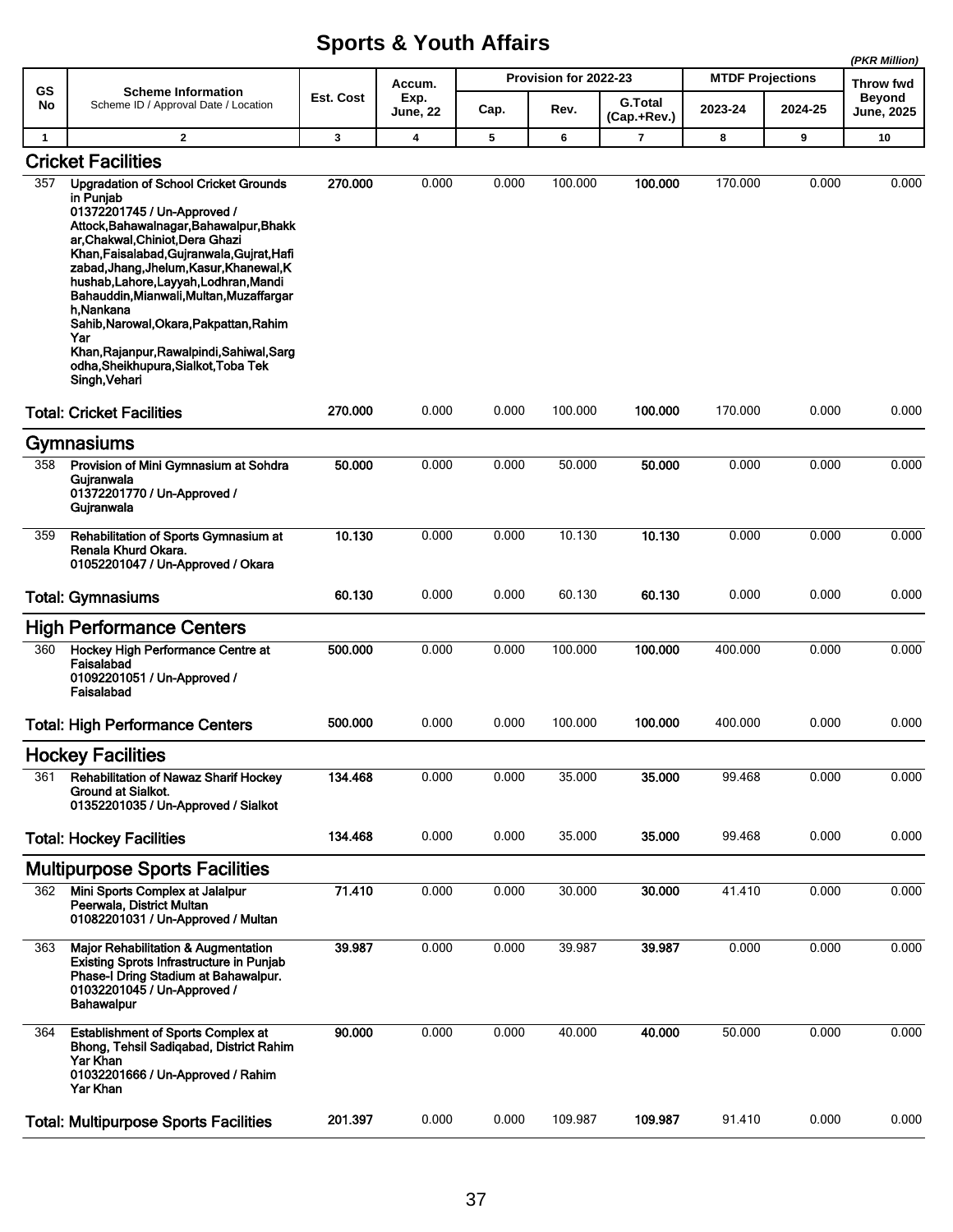# Sports & Youth Affairs

*(PKR Million)*

| GS No | Scheme Information<br>Scheme ID / Approval Date / Location | Est. Cost | Accum. Exp. June, 22 | Provision for 2022-23 | | | MTDF Projections | | Throw fwd Beyond June, 2025 |
|---|---|---|---|---|---|---|---|---|---|
| | | | | Cap. | Rev. | G.Total (Cap.+Rev.) | 2023-24 | 2024-25 | |
| 1 | 2 | 3 | 4 | 5 | 6 | 7 | 8 | 9 | 10 |
| | **Cricket Facilities** | | | | | | | | |
| 357 | **Upgradation of School Cricket Grounds in Punjab**<br>**01372201745 / Un-Approved / Attock,Bahawalnagar,Bahawalpur,Bhakkar,Chakwal,Chiniot,Dera Ghazi Khan,Faisalabad,Gujranwala,Gujrat,Hafizabad,Jhang,Jhelum,Kasur,Khanewal,Khushab,Lahore,Layyah,Lodhran,Mandi Bahauddin,Mianwali,Multan,Muzaffargarh,Nankana Sahib,Narowal,Okara,Pakpattan,Rahim Yar Khan,Rajanpur,Rawalpindi,Sahiwal,Sargodha,Sheikhupura,Sialkot,Toba Tek Singh,Vehari** | **270.000** | 0.000 | 0.000 | 100.000 | **100.000** | 170.000 | 0.000 | 0.000 |
| | **Total: Cricket Facilities** | **270.000** | 0.000 | 0.000 | 100.000 | **100.000** | 170.000 | 0.000 | 0.000 |
| | **Gymnasiums** | | | | | | | | |
| 358 | **Provision of Mini Gymnasium at Sohdra Gujranwala**<br>**01372201770 / Un-Approved / Gujranwala** | **50.000** | 0.000 | 0.000 | 50.000 | **50.000** | 0.000 | 0.000 | 0.000 |
| 359 | **Rehabilitation of Sports Gymnasium at Renala Khurd Okara.**<br>**01052201047 / Un-Approved / Okara** | **10.130** | 0.000 | 0.000 | 10.130 | **10.130** | 0.000 | 0.000 | 0.000 |
| | **Total: Gymnasiums** | **60.130** | 0.000 | 0.000 | 60.130 | **60.130** | 0.000 | 0.000 | 0.000 |
| | **High Performance Centers** | | | | | | | | |
| 360 | **Hockey High Performance Centre at Faisalabad**<br>**01092201051 / Un-Approved / Faisalabad** | **500.000** | 0.000 | 0.000 | 100.000 | **100.000** | 400.000 | 0.000 | 0.000 |
| | **Total: High Performance Centers** | **500.000** | 0.000 | 0.000 | 100.000 | **100.000** | 400.000 | 0.000 | 0.000 |
| | **Hockey Facilities** | | | | | | | | |
| 361 | **Rehabilitation of Nawaz Sharif Hockey Ground at Sialkot.**<br>**01352201035 / Un-Approved / Sialkot** | **134.468** | 0.000 | 0.000 | 35.000 | **35.000** | 99.468 | 0.000 | 0.000 |
| | **Total: Hockey Facilities** | **134.468** | 0.000 | 0.000 | 35.000 | **35.000** | 99.468 | 0.000 | 0.000 |
| | **Multipurpose Sports Facilities** | | | | | | | | |
| 362 | **Mini Sports Complex at Jalalpur Peerwala, District Multan**<br>**01082201031 / Un-Approved / Multan** | **71.410** | 0.000 | 0.000 | 30.000 | **30.000** | 41.410 | 0.000 | 0.000 |
| 363 | **Major Rehabilitation & Augmentation Existing Sprots Infrastructure in Punjab Phase-I Dring Stadium at Bahawalpur.**<br>**01032201045 / Un-Approved / Bahawalpur** | **39.987** | 0.000 | 0.000 | 39.987 | **39.987** | 0.000 | 0.000 | 0.000 |
| 364 | **Establishment of Sports Complex at Bhong, Tehsil Sadiqabad, District Rahim Yar Khan**<br>**01032201666 / Un-Approved / Rahim Yar Khan** | **90.000** | 0.000 | 0.000 | 40.000 | **40.000** | 50.000 | 0.000 | 0.000 |
| | **Total: Multipurpose Sports Facilities** | **201.397** | 0.000 | 0.000 | 109.987 | **109.987** | 91.410 | 0.000 | 0.000 |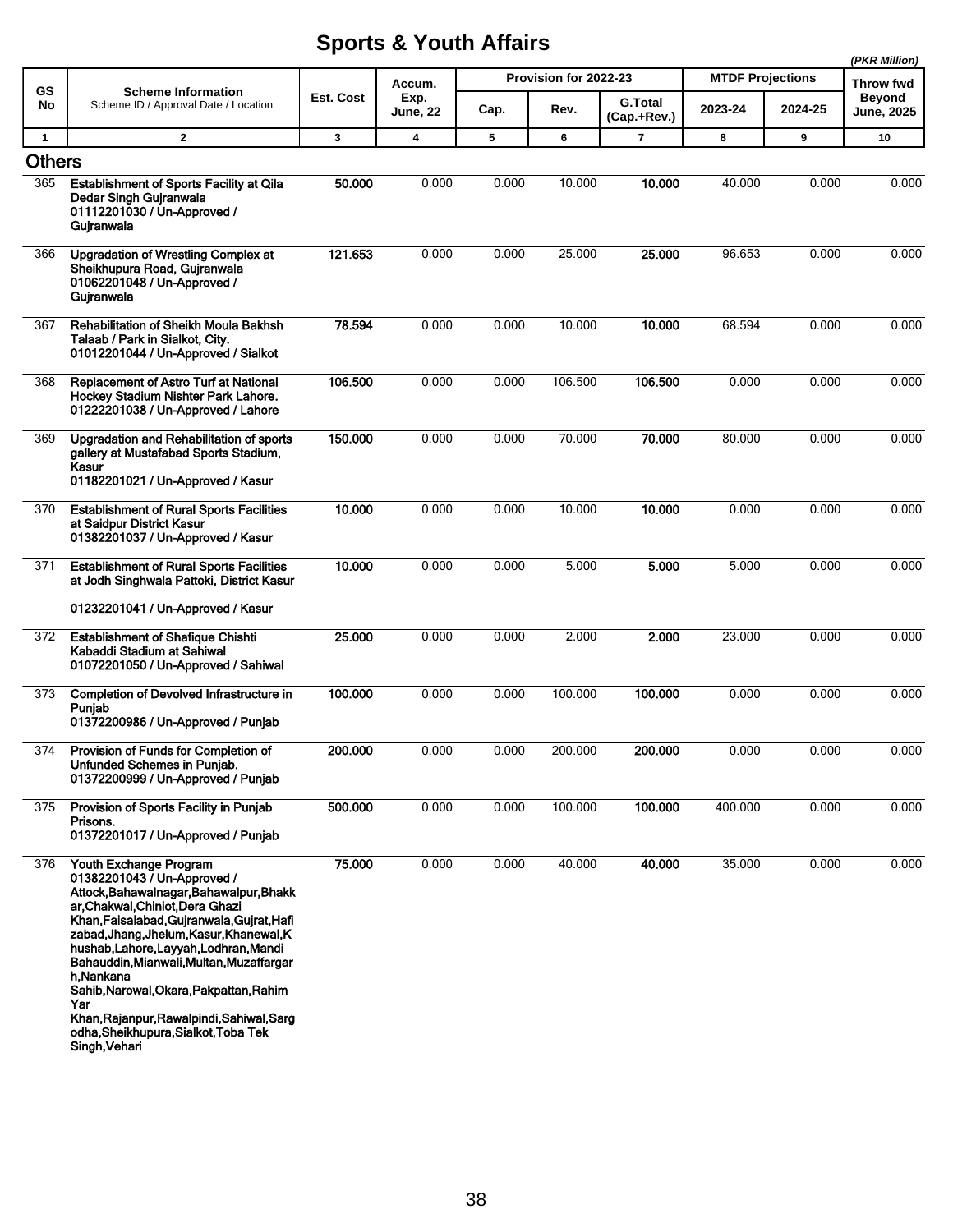# Sports & Youth Affairs

(PKR Million)

| GS No | Scheme Information<br>Scheme ID / Approval Date / Location | Est. Cost | Accum. Exp. June, 22 | Provision for 2022-23 | | | MTDF Projections | | Throw fwd Beyond June, 2025 |
|---|---|---|---|---|---|---|---|---|---|
| | | | | Cap. | Rev. | G.Total (Cap.+Rev.) | 2023-24 | 2024-25 | |
| 1 | 2 | 3 | 4 | 5 | 6 | 7 | 8 | 9 | 10 |
| **Others** | | | | | | | | | |
| 365 | **Establishment of Sports Facility at Qila Dedar Singh Gujranwala**<br>**01112201030 / Un-Approved / Gujranwala** | **50.000** | 0.000 | 0.000 | 10.000 | **10.000** | 40.000 | 0.000 | 0.000 |
| 366 | **Upgradation of Wrestling Complex at Sheikhupura Road, Gujranwala**<br>**01062201048 / Un-Approved / Gujranwala** | **121.653** | 0.000 | 0.000 | 25.000 | **25.000** | 96.653 | 0.000 | 0.000 |
| 367 | **Rehabilitation of Sheikh Moula Bakhsh Talaab / Park in Sialkot, City.**<br>**01012201044 / Un-Approved / Sialkot** | **78.594** | 0.000 | 0.000 | 10.000 | **10.000** | 68.594 | 0.000 | 0.000 |
| 368 | **Replacement of Astro Turf at National Hockey Stadium Nishter Park Lahore.**<br>**01222201038 / Un-Approved / Lahore** | **106.500** | 0.000 | 0.000 | 106.500 | **106.500** | 0.000 | 0.000 | 0.000 |
| 369 | **Upgradation and Rehabilitation of sports gallery at Mustafabad Sports Stadium, Kasur**<br>**01182201021 / Un-Approved / Kasur** | **150.000** | 0.000 | 0.000 | 70.000 | **70.000** | 80.000 | 0.000 | 0.000 |
| 370 | **Establishment of Rural Sports Facilities at Saidpur District Kasur**<br>**01382201037 / Un-Approved / Kasur** | **10.000** | 0.000 | 0.000 | 10.000 | **10.000** | 0.000 | 0.000 | 0.000 |
| 371 | **Establishment of Rural Sports Facilities at Jodh Singhwala Pattoki, District Kasur**<br>**01232201041 / Un-Approved / Kasur** | **10.000** | 0.000 | 0.000 | 5.000 | **5.000** | 5.000 | 0.000 | 0.000 |
| 372 | **Establishment of Shafique Chishti Kabaddi Stadium at Sahiwal**<br>**01072201050 / Un-Approved / Sahiwal** | **25.000** | 0.000 | 0.000 | 2.000 | **2.000** | 23.000 | 0.000 | 0.000 |
| 373 | **Completion of Devolved Infrastructure in Punjab**<br>**01372200986 / Un-Approved / Punjab** | **100.000** | 0.000 | 0.000 | 100.000 | **100.000** | 0.000 | 0.000 | 0.000 |
| 374 | **Provision of Funds for Completion of Unfunded Schemes in Punjab.**<br>**01372200999 / Un-Approved / Punjab** | **200.000** | 0.000 | 0.000 | 200.000 | **200.000** | 0.000 | 0.000 | 0.000 |
| 375 | **Provision of Sports Facility in Punjab Prisons.**<br>**01372201017 / Un-Approved / Punjab** | **500.000** | 0.000 | 0.000 | 100.000 | **100.000** | 400.000 | 0.000 | 0.000 |
| 376 | **Youth Exchange Program**<br>**01382201043 / Un-Approved / Attock,Bahawalnagar,Bahawalpur,Bhakkar,Chakwal,Chiniot,Dera Ghazi Khan,Faisalabad,Gujranwala,Gujrat,Hafizabad,Jhang,Jhelum,Kasur,Khanewal,Khushab,Lahore,Layyah,Lodhran,Mandi Bahauddin,Mianwali,Multan,Muzaffargarh,Nankana Sahib,Narowal,Okara,Pakpattan,Rahim Yar Khan,Rajanpur,Rawalpindi,Sahiwal,Sargodha,Sheikhupura,Sialkot,Toba Tek Singh,Vehari** | **75.000** | 0.000 | 0.000 | 40.000 | **40.000** | 35.000 | 0.000 | 0.000 |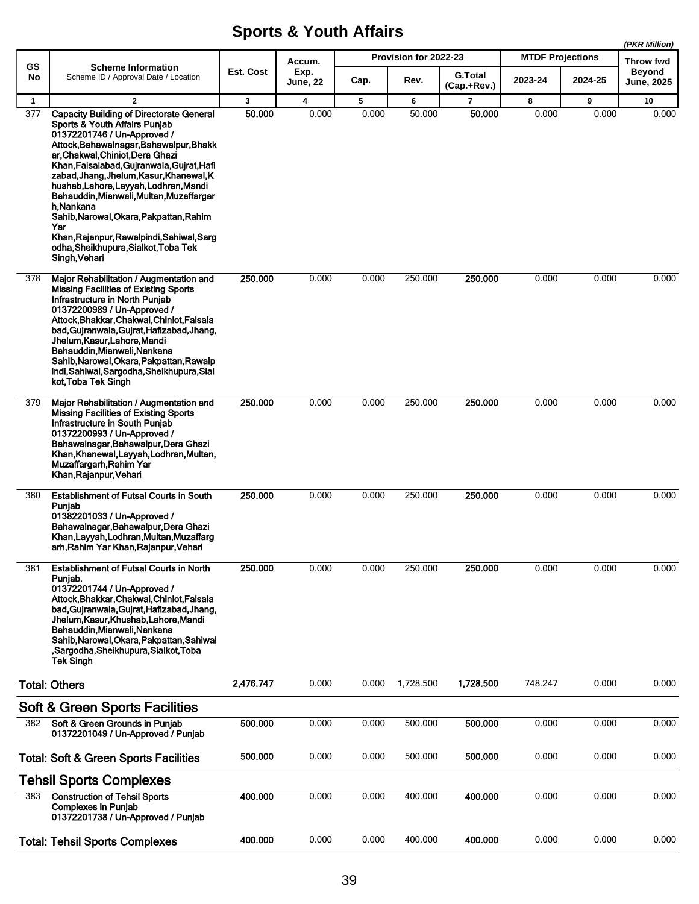# Sports & Youth Affairs

*(PKR Million)*

| GS No | Scheme Information<br>Scheme ID / Approval Date / Location | Est. Cost | Accum. Exp. June, 22 | Provision for 2022-23 | | | MTDF Projections | | Throw fwd Beyond June, 2025 |
|---|---|---|---|---|---|---|---|---|---|
| | | | | Cap. | Rev. | G.Total (Cap.+Rev.) | 2023-24 | 2024-25 | |
| 1 | 2 | 3 | 4 | 5 | 6 | 7 | 8 | 9 | 10 |
| 377 | **Capacity Building of Directorate General Sports & Youth Affairs Punjab**<br>**01372201746 / Un-Approved / Attock,Bahawalnagar,Bahawalpur,Bhakkar,Chakwal,Chiniot,Dera Ghazi Khan,Faisalabad,Gujranwala,Gujrat,Hafizabad,Jhang,Jhelum,Kasur,Khanewal,Khushab,Lahore,Layyah,Lodhran,Mandi Bahauddin,Mianwali,Multan,Muzaffargarh,Nankana Sahib,Narowal,Okara,Pakpattan,Rahim Yar Khan,Rajanpur,Rawalpindi,Sahiwal,Sargodha,Sheikhupura,Sialkot,Toba Tek Singh,Vehari** | **50.000** | 0.000 | 0.000 | 50.000 | **50.000** | 0.000 | 0.000 | 0.000 |
| 378 | **Major Rehabilitation / Augmentation and Missing Facilities of Existing Sports Infrastructure in North Punjab**<br>**01372200989 / Un-Approved / Attock,Bhakkar,Chakwal,Chiniot,Faisalabad,Gujranwala,Gujrat,Hafizabad,Jhang,Jhelum,Kasur,Lahore,Mandi Bahauddin,Mianwali,Nankana Sahib,Narowal,Okara,Pakpattan,Rawalpindi,Sahiwal,Sargodha,Sheikhupura,Sialkot,Toba Tek Singh** | **250.000** | 0.000 | 0.000 | 250.000 | **250.000** | 0.000 | 0.000 | 0.000 |
| 379 | **Major Rehabilitation / Augmentation and Missing Facilities of Existing Sports Infrastructure in South Punjab**<br>**01372200993 / Un-Approved / Bahawalnagar,Bahawalpur,Dera Ghazi Khan,Khanewal,Layyah,Lodhran,Multan,Muzaffargarh,Rahim Yar Khan,Rajanpur,Vehari** | **250.000** | 0.000 | 0.000 | 250.000 | **250.000** | 0.000 | 0.000 | 0.000 |
| 380 | **Establishment of Futsal Courts in South Punjab**<br>**01382201033 / Un-Approved / Bahawalnagar,Bahawalpur,Dera Ghazi Khan,Layyah,Lodhran,Multan,Muzaffargarh,Rahim Yar Khan,Rajanpur,Vehari** | **250.000** | 0.000 | 0.000 | 250.000 | **250.000** | 0.000 | 0.000 | 0.000 |
| 381 | **Establishment of Futsal Courts in North Punjab.**<br>**01372201744 / Un-Approved / Attock,Bhakkar,Chakwal,Chiniot,Faisalabad,Gujranwala,Gujrat,Hafizabad,Jhang,Jhelum,Kasur,Khushab,Lahore,Mandi Bahauddin,Mianwali,Nankana Sahib,Narowal,Okara,Pakpattan,Sahiwal,Sargodha,Sheikhupura,Sialkot,Toba Tek Singh** | **250.000** | 0.000 | 0.000 | 250.000 | **250.000** | 0.000 | 0.000 | 0.000 |
| **Total: Others** | | **2,476.747** | 0.000 | 0.000 | 1,728.500 | **1,728.500** | 748.247 | 0.000 | 0.000 |
| **Soft & Green Sports Facilities** | | | | | | | | | |
| 382 | **Soft & Green Grounds in Punjab**<br>**01372201049 / Un-Approved / Punjab** | **500.000** | 0.000 | 0.000 | 500.000 | **500.000** | 0.000 | 0.000 | 0.000 |
| **Total: Soft & Green Sports Facilities** | | **500.000** | 0.000 | 0.000 | 500.000 | **500.000** | 0.000 | 0.000 | 0.000 |
| **Tehsil Sports Complexes** | | | | | | | | | |
| 383 | **Construction of Tehsil Sports Complexes in Punjab**<br>**01372201738 / Un-Approved / Punjab** | **400.000** | 0.000 | 0.000 | 400.000 | **400.000** | 0.000 | 0.000 | 0.000 |
| **Total: Tehsil Sports Complexes** | | **400.000** | 0.000 | 0.000 | 400.000 | **400.000** | 0.000 | 0.000 | 0.000 |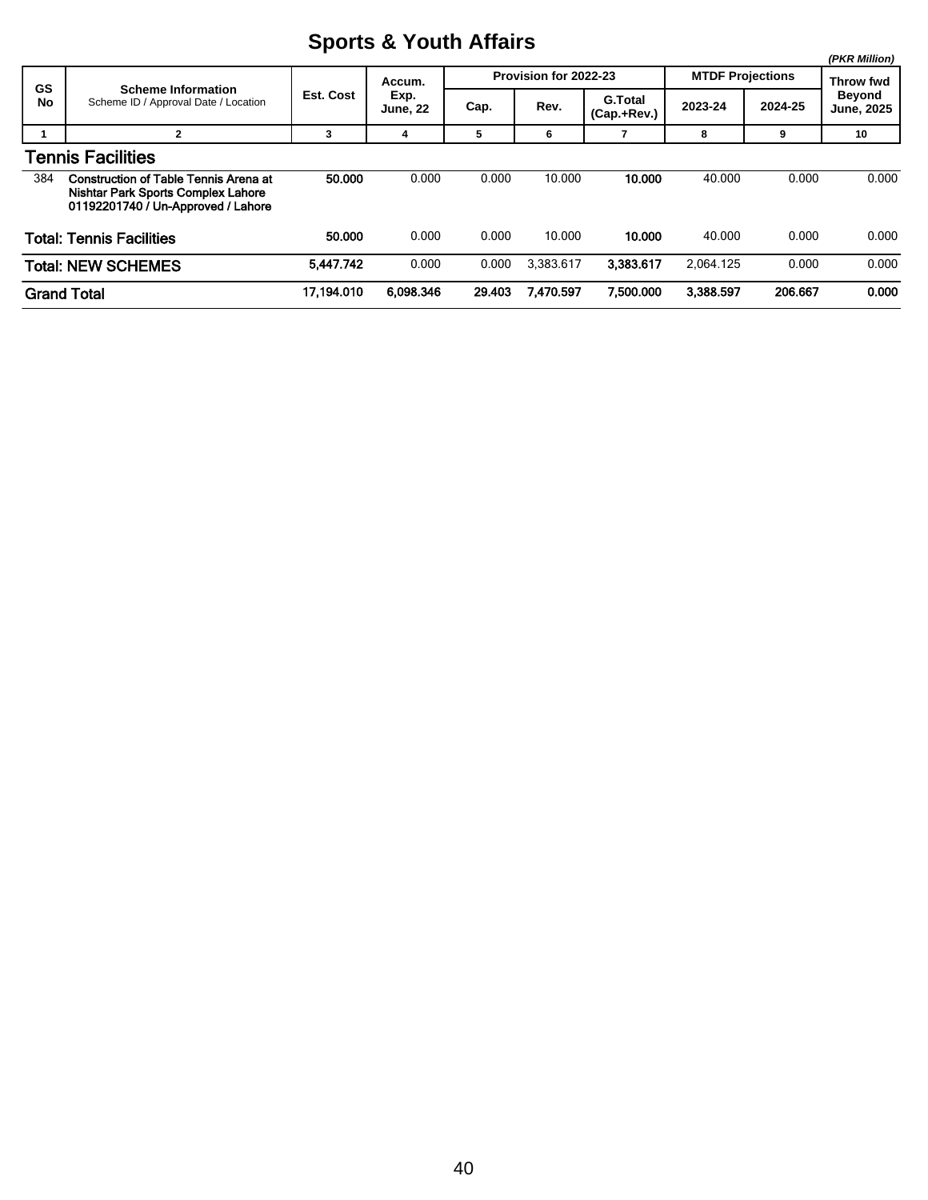# Sports & Youth Affairs

*(PKR Million)*

| GS No | Scheme Information<br>Scheme ID / Approval Date / Location | Est. Cost | Accum. Exp. June, 22 | Provision for 2022-23 | | | MTDF Projections | | Throw fwd Beyond June, 2025 |
|---|---|---|---|---|---|---|---|---|---|
| | | | | Cap. | Rev. | G.Total (Cap.+Rev.) | 2023-24 | 2024-25 | |
| 1 | 2 | 3 | 4 | 5 | 6 | 7 | 8 | 9 | 10 |
| **Tennis Facilities** | | | | | | | | | |
| 384 | **Construction of Table Tennis Arena at Nishtar Park Sports Complex Lahore 01192201740 / Un-Approved / Lahore** | **50.000** | 0.000 | 0.000 | 10.000 | **10.000** | 40.000 | 0.000 | 0.000 |
| **Total: Tennis Facilities** | | **50.000** | 0.000 | 0.000 | 10.000 | **10.000** | 40.000 | 0.000 | 0.000 |
| **Total: NEW SCHEMES** | | **5,447.742** | 0.000 | 0.000 | 3,383.617 | **3,383.617** | 2,064.125 | 0.000 | 0.000 |
| **Grand Total** | | **17,194.010** | **6,098.346** | **29.403** | **7,470.597** | **7,500.000** | **3,388.597** | **206.667** | **0.000** |